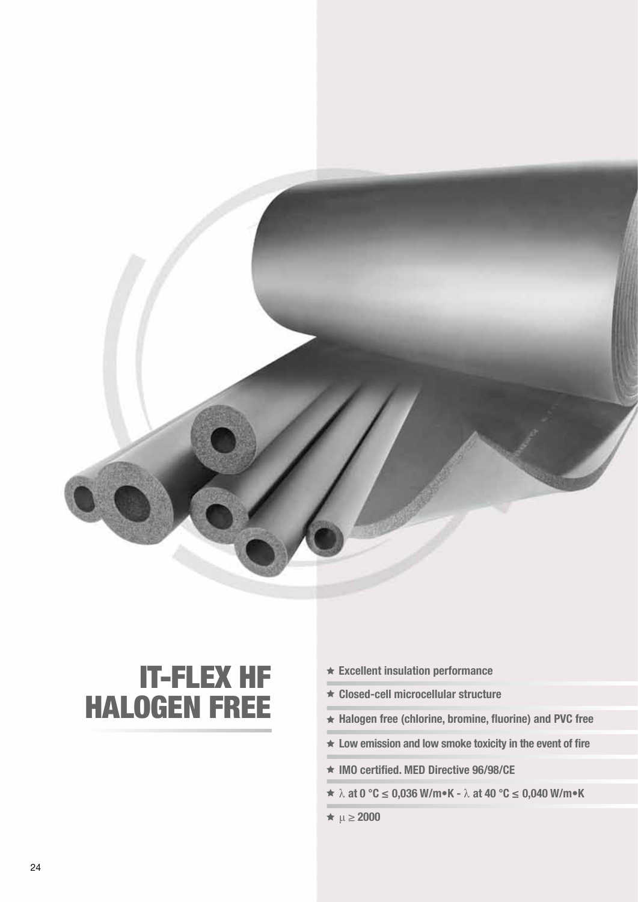# IT-FLEX HF HALOGEN FREE

- ★ Excellent insulation performance
- ★ Closed-cell microcellular structure
- ★ Halogen free (chlorine, bromine, fluorine) and PVC free
- ★ Low emission and low smoke toxicity in the event of fire
- ★ IMO certified. MED Directive 96/98/CE
- ★ $\lambda$ at 0 °C $\leq$ 0,036 W/m•K - $\lambda$ at 40 °C $\leq$ 0,040 W/m•K
- ★ $\mu \geq 2000$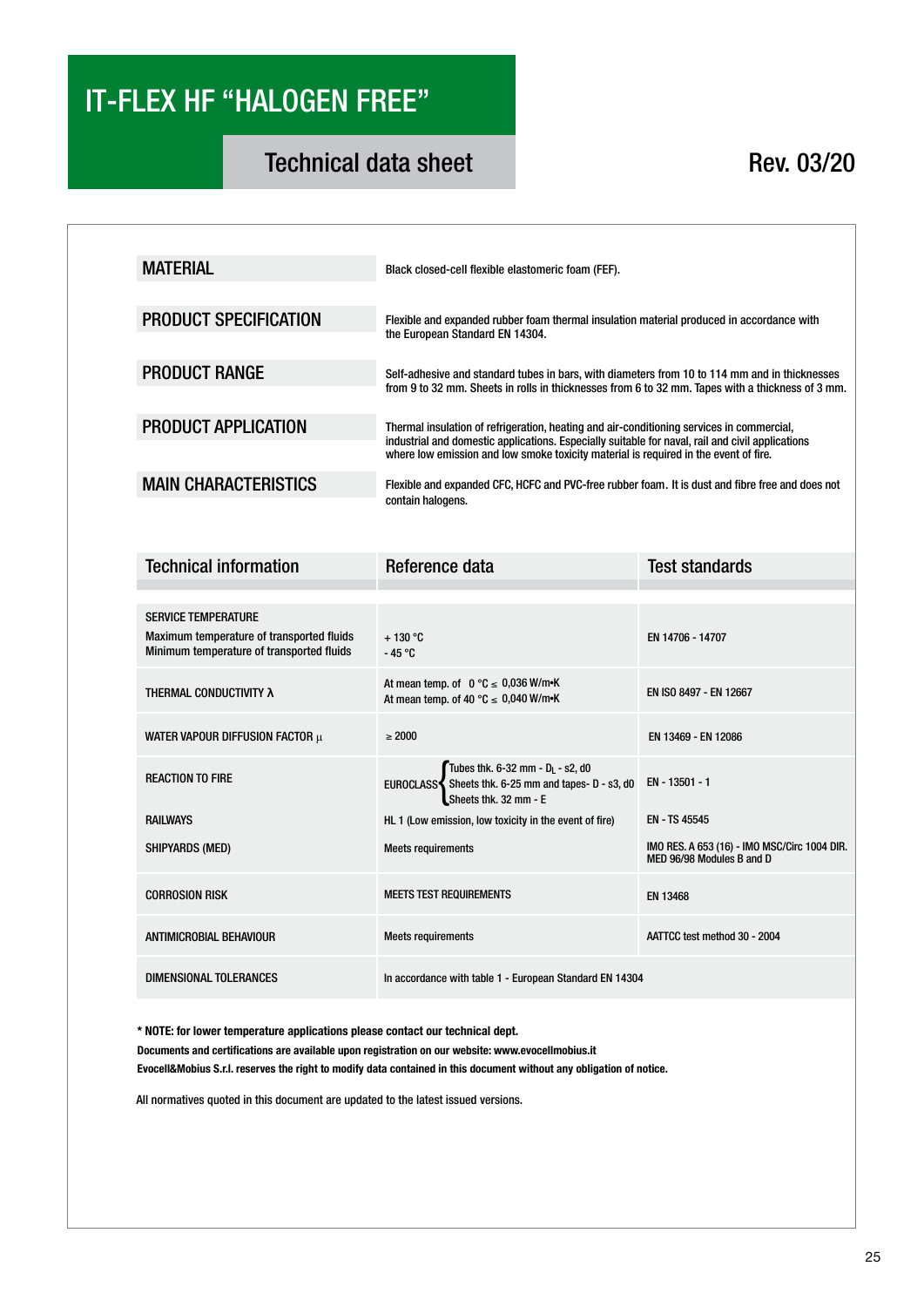# IT-FLEX HF “HALOGEN FREE”

## Technical data sheet

Rev. 03/20

| | |
|---|---|
| **MATERIAL** | Black closed-cell flexible elastomeric foam (FEF). |
| **PRODUCT SPECIFICATION** | Flexible and expanded rubber foam thermal insulation material produced in accordance with the European Standard EN 14304. |
| **PRODUCT RANGE** | Self-adhesive and standard tubes in bars, with diameters from 10 to 114 mm and in thicknesses from 9 to 32 mm. Sheets in rolls in thicknesses from 6 to 32 mm. Tapes with a thickness of 3 mm. |
| **PRODUCT APPLICATION** | Thermal insulation of refrigeration, heating and air-conditioning services in commercial, industrial and domestic applications. Especially suitable for naval, rail and civil applications where low emission and low smoke toxicity material is required in the event of fire. |
| **MAIN CHARACTERISTICS** | Flexible and expanded CFC, HCFC and PVC-free rubber foam. It is dust and fibre free and does not contain halogens. |

| Technical information | Reference data | Test standards |
|---|---|---|
| SERVICE TEMPERATURE<br>Maximum temperature of transported fluids<br>Minimum temperature of transported fluids | <br>+ 130 °C<br>- 45 °C | EN 14706 - 14707 |
| THERMAL CONDUCTIVITY λ | At mean temp. of 0 °C ≤ 0,036 W/m•K<br>At mean temp. of 40 °C ≤ 0,040 W/m•K | EN ISO 8497 - EN 12667 |
| WATER VAPOUR DIFFUSION FACTOR μ | ≥ 2000 | EN 13469 - EN 12086 |
| REACTION TO FIRE | EUROCLASS: Tubes thk. 6-32 mm - $D_L$ - s2, d0; Sheets thk. 6-25 mm and tapes- D - s3, d0; Sheets thk. 32 mm - E | EN - 13501 - 1 |
| RAILWAYS | HL 1 (Low emission, low toxicity in the event of fire) | EN - TS 45545 |
| SHIPYARDS (MED) | Meets requirements | IMO RES. A 653 (16) - IMO MSC/Circ 1004 DIR. MED 96/98 Modules B and D |
| CORROSION RISK | MEETS TEST REQUIREMENTS | EN 13468 |
| ANTIMICROBIAL BEHAVIOUR | Meets requirements | AATTCC test method 30 - 2004 |
| DIMENSIONAL TOLERANCES | In accordance with table 1 - European Standard EN 14304 | |

**\* NOTE: for lower temperature applications please contact our technical dept.**

**Documents and certifications are available upon registration on our website: www.evocellmobius.it**

**Evocell&Mobius S.r.l. reserves the right to modify data contained in this document without any obligation of notice.**

All normatives quoted in this document are updated to the latest issued versions.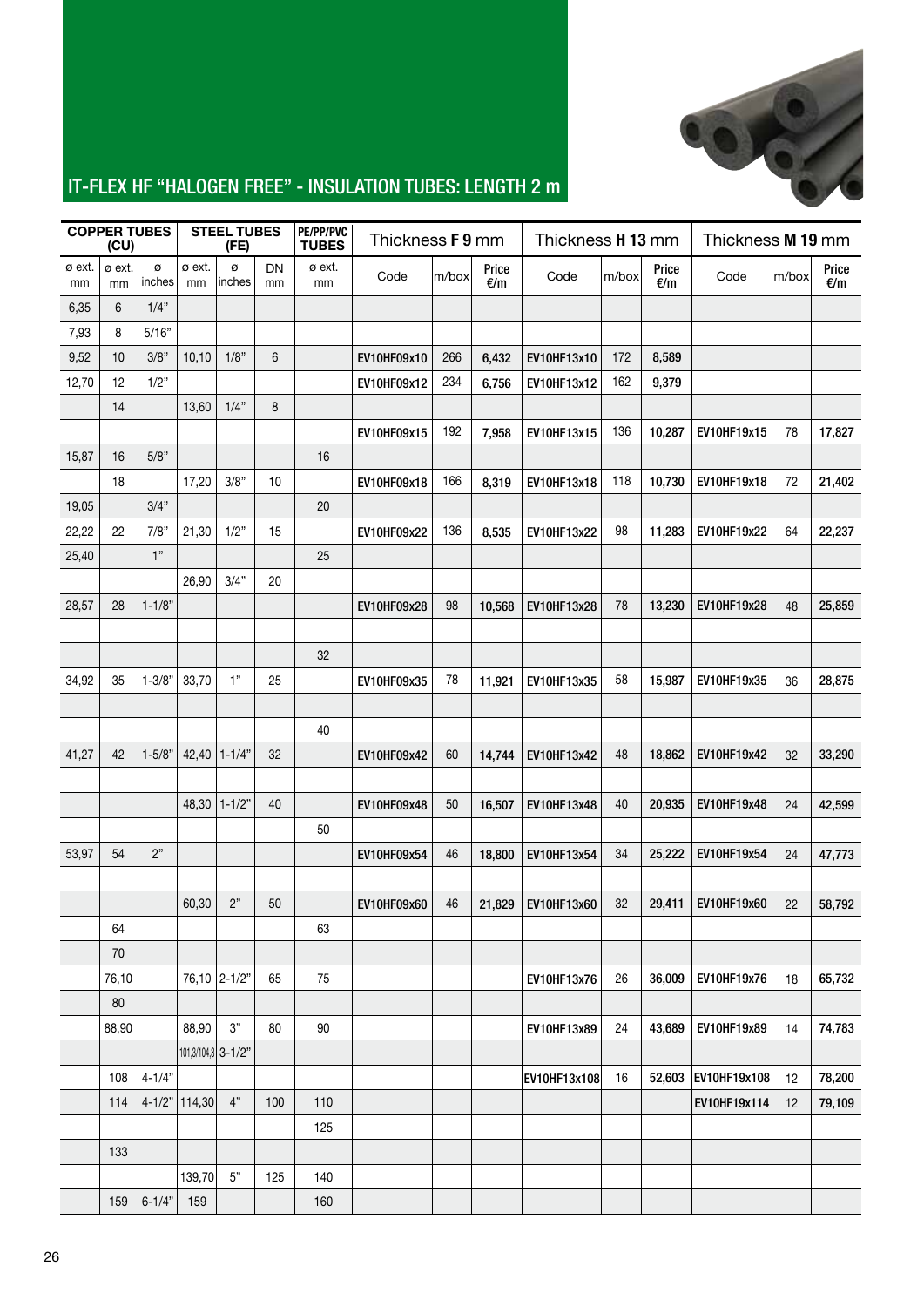## IT-FLEX HF "HALOGEN FREE" - INSULATION TUBES: LENGTH 2 m

| COPPER TUBES (CU) | | | STEEL TUBES (FE) | | | PE/PP/PVC TUBES | Thickness **F 9** mm | | | Thickness **H 13** mm | | | Thickness **M 19** mm | | |
|---|---|---|---|---|---|---|---|---|---|---|---|---|---|---|---|
| ø ext. mm | ø ext. mm | ø inches | ø ext. mm | ø inches | DN mm | ø ext. mm | Code | m/box | Price €/m | Code | m/box | Price €/m | Code | m/box | Price €/m |
| 6,35 | 6 | 1/4" | | | | | | | | | | | | | |
| 7,93 | 8 | 5/16" | | | | | | | | | | | | | |
| 9,52 | 10 | 3/8" | 10,10 | 1/8" | 6 | | EV10HF09x10 | 266 | 6,432 | EV10HF13x10 | 172 | 8,589 | | | |
| 12,70 | 12 | 1/2" | | | | | EV10HF09x12 | 234 | 6,756 | EV10HF13x12 | 162 | 9,379 | | | |
| | 14 | | 13,60 | 1/4" | 8 | | | | | | | | | | |
| | | | | | | | EV10HF09x15 | 192 | 7,958 | EV10HF13x15 | 136 | 10,287 | EV10HF19x15 | 78 | 17,827 |
| 15,87 | 16 | 5/8" | | | | 16 | | | | | | | | | |
| | 18 | | 17,20 | 3/8" | 10 | | EV10HF09x18 | 166 | 8,319 | EV10HF13x18 | 118 | 10,730 | EV10HF19x18 | 72 | 21,402 |
| 19,05 | | 3/4" | | | | 20 | | | | | | | | | |
| 22,22 | 22 | 7/8" | 21,30 | 1/2" | 15 | | EV10HF09x22 | 136 | 8,535 | EV10HF13x22 | 98 | 11,283 | EV10HF19x22 | 64 | 22,237 |
| 25,40 | | 1" | | | | 25 | | | | | | | | | |
| | | | 26,90 | 3/4" | 20 | | | | | | | | | | |
| 28,57 | 28 | 1-1/8" | | | | | EV10HF09x28 | 98 | 10,568 | EV10HF13x28 | 78 | 13,230 | EV10HF19x28 | 48 | 25,859 |
| | | | | | | | | | | | | | | | |
| | | | | | | 32 | | | | | | | | | |
| 34,92 | 35 | 1-3/8" | 33,70 | 1" | 25 | | EV10HF09x35 | 78 | 11,921 | EV10HF13x35 | 58 | 15,987 | EV10HF19x35 | 36 | 28,875 |
| | | | | | | | | | | | | | | | |
| | | | | | | 40 | | | | | | | | | |
| 41,27 | 42 | 1-5/8" | 42,40 | 1-1/4" | 32 | | EV10HF09x42 | 60 | 14,744 | EV10HF13x42 | 48 | 18,862 | EV10HF19x42 | 32 | 33,290 |
| | | | | | | | | | | | | | | | |
| | | | 48,30 | 1-1/2" | 40 | | EV10HF09x48 | 50 | 16,507 | EV10HF13x48 | 40 | 20,935 | EV10HF19x48 | 24 | 42,599 |
| | | | | | | 50 | | | | | | | | | |
| 53,97 | 54 | 2" | | | | | EV10HF09x54 | 46 | 18,800 | EV10HF13x54 | 34 | 25,222 | EV10HF19x54 | 24 | 47,773 |
| | | | | | | | | | | | | | | | |
| | | | 60,30 | 2" | 50 | | EV10HF09x60 | 46 | 21,829 | EV10HF13x60 | 32 | 29,411 | EV10HF19x60 | 22 | 58,792 |
| | 64 | | | | | 63 | | | | | | | | | |
| | 70 | | | | | | | | | | | | | | |
| | 76,10 | | 76,10 | 2-1/2" | 65 | 75 | | | | EV10HF13x76 | 26 | 36,009 | EV10HF19x76 | 18 | 65,732 |
| | 80 | | | | | | | | | | | | | | |
| | 88,90 | | 88,90 | 3" | 80 | 90 | | | | EV10HF13x89 | 24 | 43,689 | EV10HF19x89 | 14 | 74,783 |
| | | | 101,3/104,3 | 3-1/2" | | | | | | | | | | | |
| | 108 | 4-1/4" | | | | | | | | EV10HF13x108 | 16 | 52,603 | EV10HF19x108 | 12 | 78,200 |
| | 114 | 4-1/2" | 114,30 | 4" | 100 | 110 | | | | | | | EV10HF19x114 | 12 | 79,109 |
| | | | | | | 125 | | | | | | | | | |
| | 133 | | | | | | | | | | | | | | |
| | | | 139,70 | 5" | 125 | 140 | | | | | | | | | |
| | 159 | 6-1/4" | 159 | | | 160 | | | | | | | | | |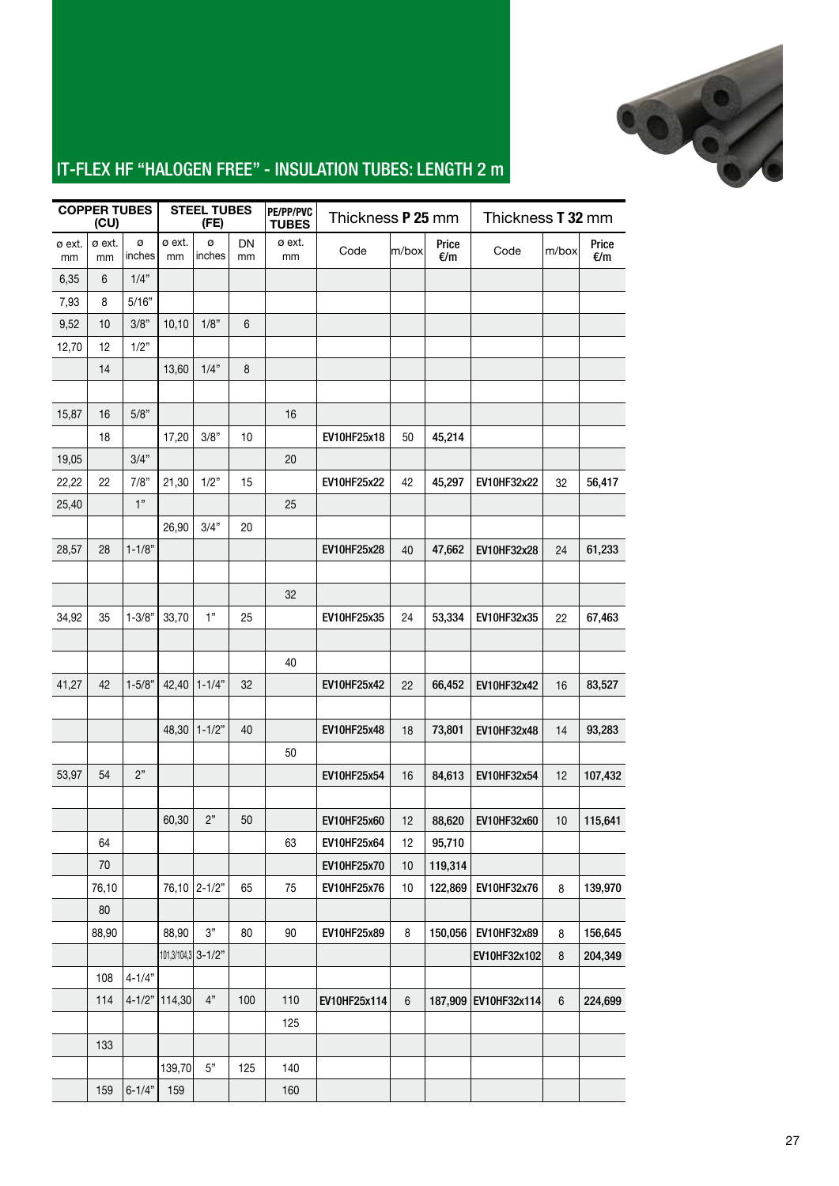# IT-FLEX HF "HALOGEN FREE" - INSULATION TUBES: LENGTH 2 m

| COPPER TUBES (CU) | | | STEEL TUBES (FE) | | | PE/PP/PVC TUBES | Thickness **P 25** mm | | | Thickness **T 32** mm | | |
|---|---|---|---|---|---|---|---|---|---|---|---|---|
| ø ext. mm | ø ext. mm | ø inches | ø ext. mm | ø inches | DN mm | ø ext. mm | Code | m/box | Price €/m | Code | m/box | Price €/m |
| 6,35 | 6 | 1/4" | | | | | | | | | | |
| 7,93 | 8 | 5/16" | | | | | | | | | | |
| 9,52 | 10 | 3/8" | 10,10 | 1/8" | 6 | | | | | | | |
| 12,70 | 12 | 1/2" | | | | | | | | | | |
| | 14 | | 13,60 | 1/4" | 8 | | | | | | | |
| | | | | | | | | | | | | |
| 15,87 | 16 | 5/8" | | | | 16 | | | | | | |
| | 18 | | 17,20 | 3/8" | 10 | | EV10HF25x18 | 50 | 45,214 | | | |
| 19,05 | | 3/4" | | | | 20 | | | | | | |
| 22,22 | 22 | 7/8" | 21,30 | 1/2" | 15 | | EV10HF25x22 | 42 | 45,297 | EV10HF32x22 | 32 | 56,417 |
| 25,40 | | 1" | | | | 25 | | | | | | |
| | | | 26,90 | 3/4" | 20 | | | | | | | |
| 28,57 | 28 | 1-1/8" | | | | | EV10HF25x28 | 40 | 47,662 | EV10HF32x28 | 24 | 61,233 |
| | | | | | | | | | | | | |
| | | | | | | 32 | | | | | | |
| 34,92 | 35 | 1-3/8" | 33,70 | 1" | 25 | | EV10HF25x35 | 24 | 53,334 | EV10HF32x35 | 22 | 67,463 |
| | | | | | | | | | | | | |
| | | | | | | 40 | | | | | | |
| 41,27 | 42 | 1-5/8" | 42,40 | 1-1/4" | 32 | | EV10HF25x42 | 22 | 66,452 | EV10HF32x42 | 16 | 83,527 |
| | | | | | | | | | | | | |
| | | | 48,30 | 1-1/2" | 40 | | EV10HF25x48 | 18 | 73,801 | EV10HF32x48 | 14 | 93,283 |
| | | | | | | 50 | | | | | | |
| 53,97 | 54 | 2" | | | | | EV10HF25x54 | 16 | 84,613 | EV10HF32x54 | 12 | 107,432 |
| | | | | | | | | | | | | |
| | | | 60,30 | 2" | 50 | | EV10HF25x60 | 12 | 88,620 | EV10HF32x60 | 10 | 115,641 |
| | 64 | | | | | 63 | EV10HF25x64 | 12 | 95,710 | | | |
| | 70 | | | | | | EV10HF25x70 | 10 | 119,314 | | | |
| | 76,10 | | 76,10 | 2-1/2" | 65 | 75 | EV10HF25x76 | 10 | 122,869 | EV10HF32x76 | 8 | 139,970 |
| | 80 | | | | | | | | | | | |
| | 88,90 | | 88,90 | 3" | 80 | 90 | EV10HF25x89 | 8 | 150,056 | EV10HF32x89 | 8 | 156,645 |
| | | | 101,3/104,3 | 3-1/2" | | | | | | EV10HF32x102 | 8 | 204,349 |
| | 108 | 4-1/4" | | | | | | | | | | |
| | 114 | 4-1/2" | 114,30 | 4" | 100 | 110 | EV10HF25x114 | 6 | 187,909 | EV10HF32x114 | 6 | 224,699 |
| | | | | | | 125 | | | | | | |
| | 133 | | | | | | | | | | | |
| | | | 139,70 | 5" | 125 | 140 | | | | | | |
| | 159 | 6-1/4" | 159 | | | 160 | | | | | | |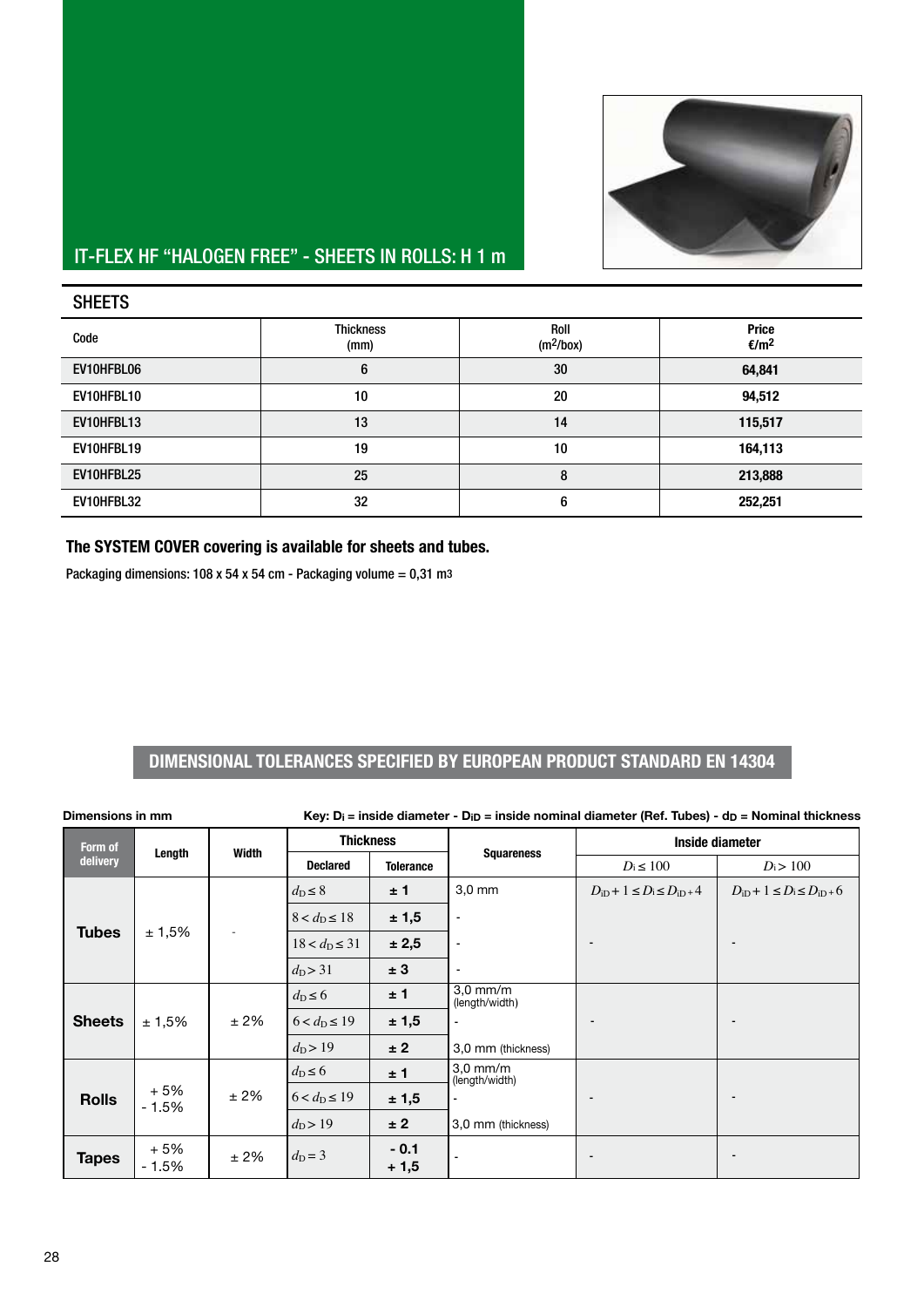# IT-FLEX HF “HALOGEN FREE” - SHEETS IN ROLLS: H 1 m

## SHEETS

| Code | Thickness (mm) | Roll ($m^2$/box) | Price €/$m^2$ |
|---|---|---|---|
| EV10HFBL06 | 6 | 30 | **64,841** |
| EV10HFBL10 | 10 | 20 | **94,512** |
| EV10HFBL13 | 13 | 14 | **115,517** |
| EV10HFBL19 | 19 | 10 | **164,113** |
| EV10HFBL25 | 25 | 8 | **213,888** |
| EV10HFBL32 | 32 | 6 | **252,251** |

**The SYSTEM COVER covering is available for sheets and tubes.**

Packaging dimensions: 108 x 54 x 54 cm - Packaging volume = 0,31 $m^3$

## DIMENSIONAL TOLERANCES SPECIFIED BY EUROPEAN PRODUCT STANDARD EN 14304

**Dimensions in mm**

**Key: $D_i$ = inside diameter - $D_{iD}$ = inside nominal diameter (Ref. Tubes) - $d_D$ = Nominal thickness**

| Form of delivery | Length | Width | Thickness | | Squareness | Inside diameter | |
|---|---|---|---|---|---|---|---|
| | | | Declared | Tolerance | | $D_i \leq 100$ | $D_i > 100$ |
| **Tubes** | ± 1,5% | - | $d_D \leq 8$ | **± 1** | 3,0 mm | $D_{iD} + 1 \leq D_i \leq D_{iD} + 4$ | $D_{iD} + 1 \leq D_i \leq D_{iD} + 6$ |
| | | | $8 < d_D \leq 18$ | **± 1,5** | - | | |
| | | | $18 < d_D \leq 31$ | **± 2,5** | - | - | - |
| | | | $d_D > 31$ | **± 3** | - | | |
| **Sheets** | ± 1,5% | ± 2% | $d_D \leq 6$ | **± 1** | 3,0 mm/m (length/width) | | |
| | | | $6 < d_D \leq 19$ | **± 1,5** | - | - | - |
| | | | $d_D > 19$ | **± 2** | 3,0 mm (thickness) | | |
| **Rolls** | + 5% - 1.5% | ± 2% | $d_D \leq 6$ | **± 1** | 3,0 mm/m (length/width) | | |
| | | | $6 < d_D \leq 19$ | **± 1,5** | - | - | - |
| | | | $d_D > 19$ | **± 2** | 3,0 mm (thickness) | | |
| **Tapes** | + 5% - 1.5% | ± 2% | $d_D = 3$ | **- 0.1 + 1,5** | - | - | - |